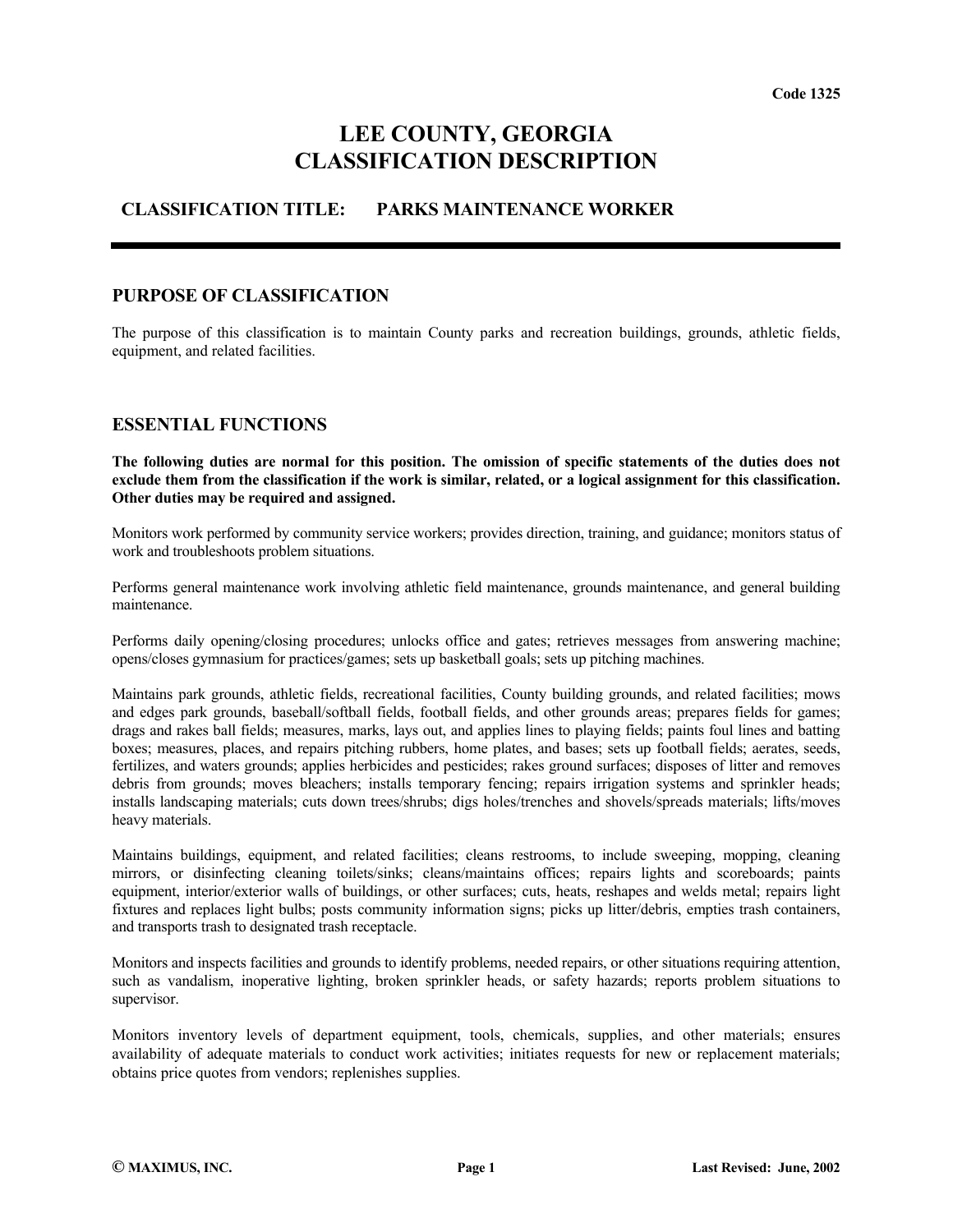Code 1325

# LEE COUNTY, GEORGIA
# CLASSIFICATION DESCRIPTION

## CLASSIFICATION TITLE: PARKS MAINTENANCE WORKER

---

## PURPOSE OF CLASSIFICATION

The purpose of this classification is to maintain County parks and recreation buildings, grounds, athletic fields, equipment, and related facilities.

## ESSENTIAL FUNCTIONS

**The following duties are normal for this position. The omission of specific statements of the duties does not exclude them from the classification if the work is similar, related, or a logical assignment for this classification. Other duties may be required and assigned.**

Monitors work performed by community service workers; provides direction, training, and guidance; monitors status of work and troubleshoots problem situations.

Performs general maintenance work involving athletic field maintenance, grounds maintenance, and general building maintenance.

Performs daily opening/closing procedures; unlocks office and gates; retrieves messages from answering machine; opens/closes gymnasium for practices/games; sets up basketball goals; sets up pitching machines.

Maintains park grounds, athletic fields, recreational facilities, County building grounds, and related facilities; mows and edges park grounds, baseball/softball fields, football fields, and other grounds areas; prepares fields for games; drags and rakes ball fields; measures, marks, lays out, and applies lines to playing fields; paints foul lines and batting boxes; measures, places, and repairs pitching rubbers, home plates, and bases; sets up football fields; aerates, seeds, fertilizes, and waters grounds; applies herbicides and pesticides; rakes ground surfaces; disposes of litter and removes debris from grounds; moves bleachers; installs temporary fencing; repairs irrigation systems and sprinkler heads; installs landscaping materials; cuts down trees/shrubs; digs holes/trenches and shovels/spreads materials; lifts/moves heavy materials.

Maintains buildings, equipment, and related facilities; cleans restrooms, to include sweeping, mopping, cleaning mirrors, or disinfecting cleaning toilets/sinks; cleans/maintains offices; repairs lights and scoreboards; paints equipment, interior/exterior walls of buildings, or other surfaces; cuts, heats, reshapes and welds metal; repairs light fixtures and replaces light bulbs; posts community information signs; picks up litter/debris, empties trash containers, and transports trash to designated trash receptacle.

Monitors and inspects facilities and grounds to identify problems, needed repairs, or other situations requiring attention, such as vandalism, inoperative lighting, broken sprinkler heads, or safety hazards; reports problem situations to supervisor.

Monitors inventory levels of department equipment, tools, chemicals, supplies, and other materials; ensures availability of adequate materials to conduct work activities; initiates requests for new or replacement materials; obtains price quotes from vendors; replenishes supplies.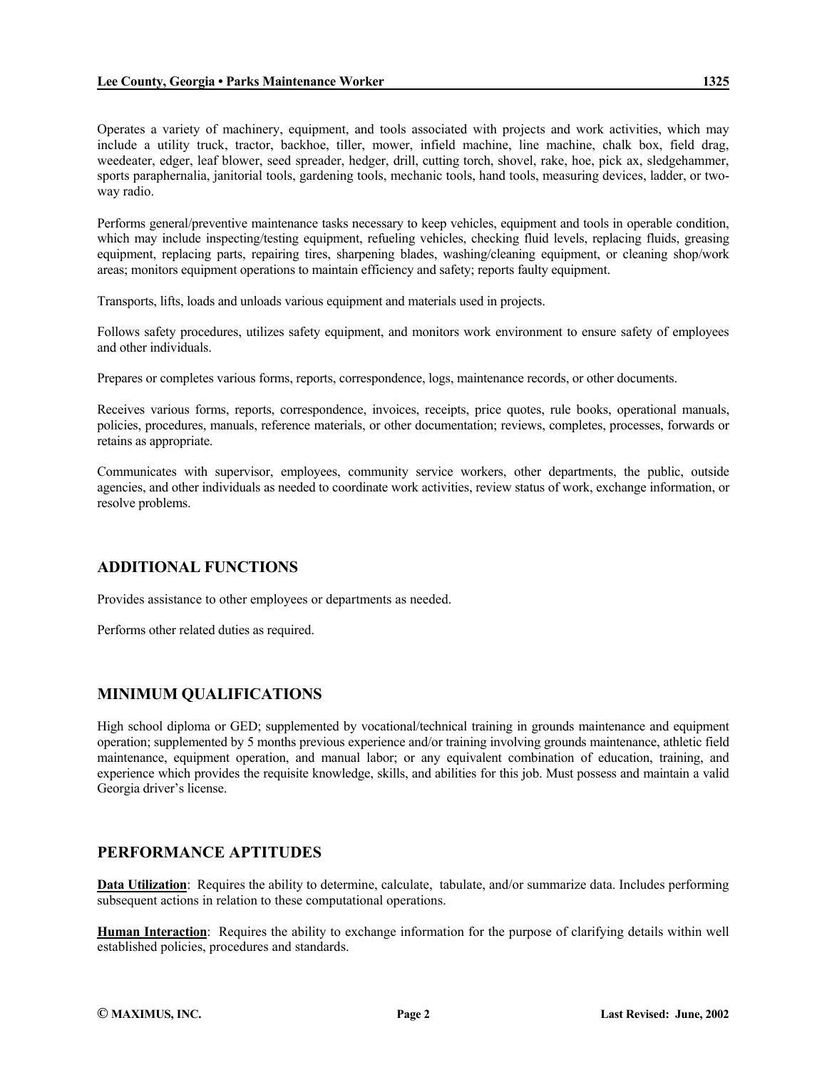Operates a variety of machinery, equipment, and tools associated with projects and work activities, which may include a utility truck, tractor, backhoe, tiller, mower, infield machine, line machine, chalk box, field drag, weedeater, edger, leaf blower, seed spreader, hedger, drill, cutting torch, shovel, rake, hoe, pick ax, sledgehammer, sports paraphernalia, janitorial tools, gardening tools, mechanic tools, hand tools, measuring devices, ladder, or two-way radio.

Performs general/preventive maintenance tasks necessary to keep vehicles, equipment and tools in operable condition, which may include inspecting/testing equipment, refueling vehicles, checking fluid levels, replacing fluids, greasing equipment, replacing parts, repairing tires, sharpening blades, washing/cleaning equipment, or cleaning shop/work areas; monitors equipment operations to maintain efficiency and safety; reports faulty equipment.

Transports, lifts, loads and unloads various equipment and materials used in projects.

Follows safety procedures, utilizes safety equipment, and monitors work environment to ensure safety of employees and other individuals.

Prepares or completes various forms, reports, correspondence, logs, maintenance records, or other documents.

Receives various forms, reports, correspondence, invoices, receipts, price quotes, rule books, operational manuals, policies, procedures, manuals, reference materials, or other documentation; reviews, completes, processes, forwards or retains as appropriate.

Communicates with supervisor, employees, community service workers, other departments, the public, outside agencies, and other individuals as needed to coordinate work activities, review status of work, exchange information, or resolve problems.

## ADDITIONAL FUNCTIONS

Provides assistance to other employees or departments as needed.

Performs other related duties as required.

## MINIMUM QUALIFICATIONS

High school diploma or GED; supplemented by vocational/technical training in grounds maintenance and equipment operation; supplemented by 5 months previous experience and/or training involving grounds maintenance, athletic field maintenance, equipment operation, and manual labor; or any equivalent combination of education, training, and experience which provides the requisite knowledge, skills, and abilities for this job. Must possess and maintain a valid Georgia driver's license.

## PERFORMANCE APTITUDES

**Data Utilization**: Requires the ability to determine, calculate, tabulate, and/or summarize data. Includes performing subsequent actions in relation to these computational operations.

**Human Interaction**: Requires the ability to exchange information for the purpose of clarifying details within well established policies, procedures and standards.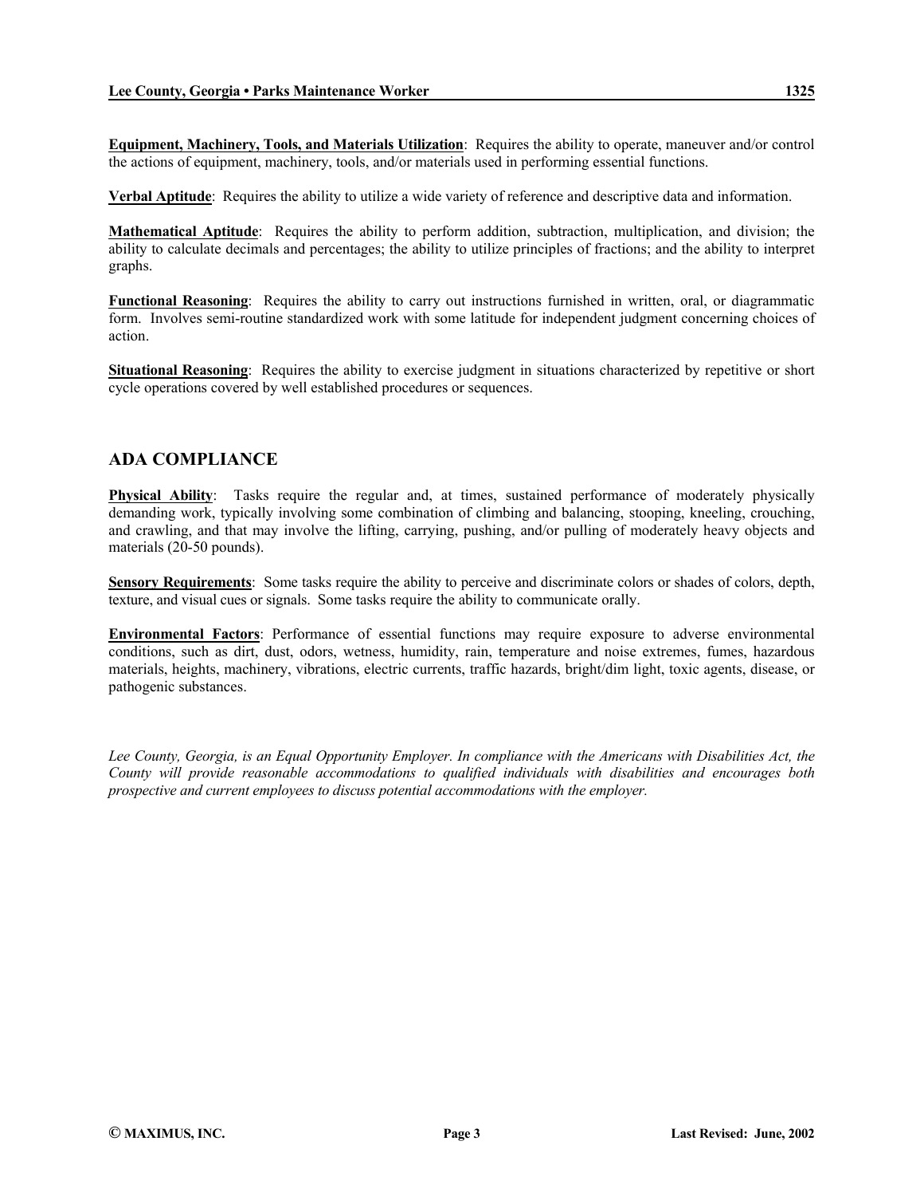**Equipment, Machinery, Tools, and Materials Utilization**: Requires the ability to operate, maneuver and/or control the actions of equipment, machinery, tools, and/or materials used in performing essential functions.

**Verbal Aptitude**: Requires the ability to utilize a wide variety of reference and descriptive data and information.

**Mathematical Aptitude**: Requires the ability to perform addition, subtraction, multiplication, and division; the ability to calculate decimals and percentages; the ability to utilize principles of fractions; and the ability to interpret graphs.

**Functional Reasoning**: Requires the ability to carry out instructions furnished in written, oral, or diagrammatic form. Involves semi-routine standardized work with some latitude for independent judgment concerning choices of action.

**Situational Reasoning**: Requires the ability to exercise judgment in situations characterized by repetitive or short cycle operations covered by well established procedures or sequences.

## ADA COMPLIANCE

**Physical Ability**: Tasks require the regular and, at times, sustained performance of moderately physically demanding work, typically involving some combination of climbing and balancing, stooping, kneeling, crouching, and crawling, and that may involve the lifting, carrying, pushing, and/or pulling of moderately heavy objects and materials (20-50 pounds).

**Sensory Requirements**: Some tasks require the ability to perceive and discriminate colors or shades of colors, depth, texture, and visual cues or signals. Some tasks require the ability to communicate orally.

**Environmental Factors**: Performance of essential functions may require exposure to adverse environmental conditions, such as dirt, dust, odors, wetness, humidity, rain, temperature and noise extremes, fumes, hazardous materials, heights, machinery, vibrations, electric currents, traffic hazards, bright/dim light, toxic agents, disease, or pathogenic substances.

*Lee County, Georgia, is an Equal Opportunity Employer. In compliance with the Americans with Disabilities Act, the County will provide reasonable accommodations to qualified individuals with disabilities and encourages both prospective and current employees to discuss potential accommodations with the employer.*